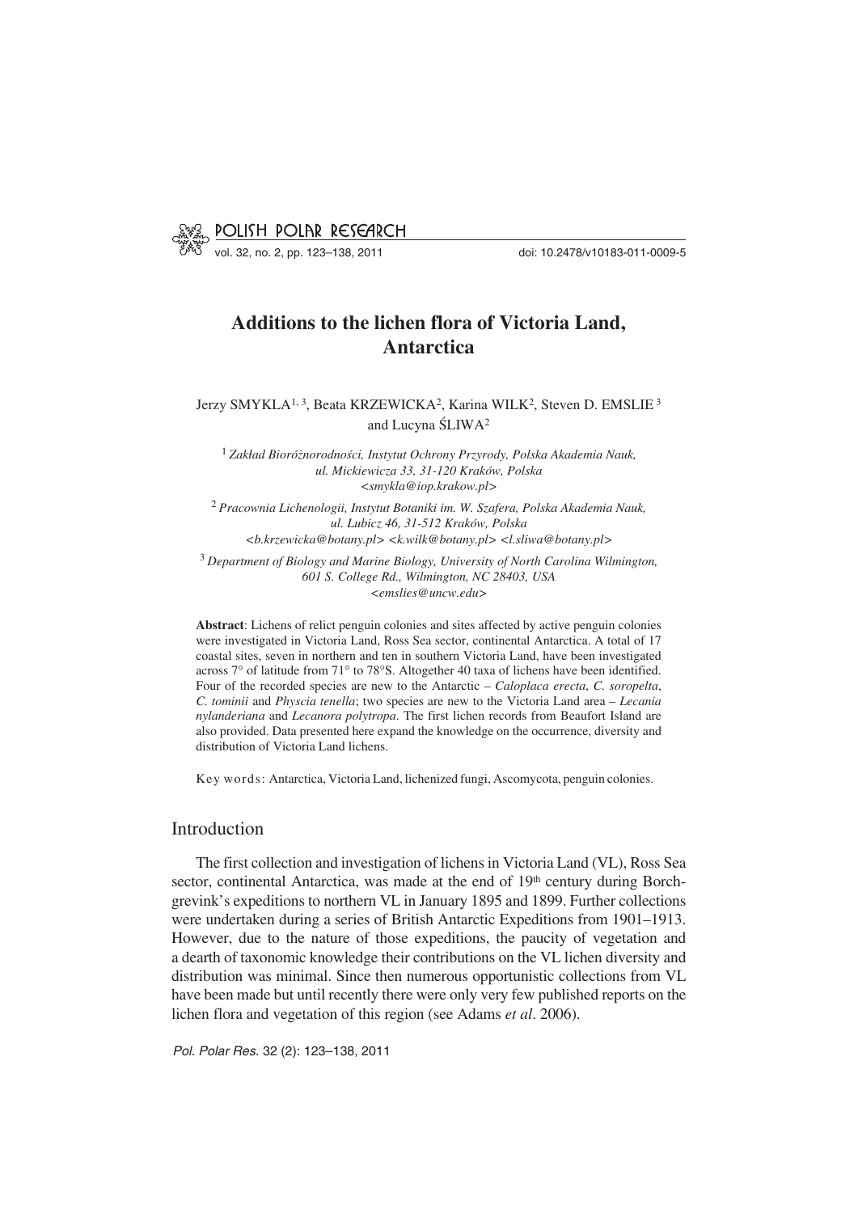# Additions to the lichen flora of Victoria Land, Antarctica

Jerzy SMYKLA[1, 3], Beata KRZEWICKA[2], Karina WILK[2], Steven D. EMSLIE[3] and Lucyna ŚLIWA[2]

[1] *Zakład Bioróżnorodności, Instytut Ochrony Przyrody, Polska Akademia Nauk, ul. Mickiewicza 33, 31-120 Kraków, Polska* <smykla@iop.krakow.pl>

[2] *Pracownia Lichenologii, Instytut Botaniki im. W. Szafera, Polska Akademia Nauk, ul. Lubicz 46, 31-512 Kraków, Polska* <b.krzewicka@botany.pl> <k.wilk@botany.pl> <l.sliwa@botany.pl>

[3] *Department of Biology and Marine Biology, University of North Carolina Wilmington, 601 S. College Rd., Wilmington, NC 28403, USA* <emslies@uncw.edu>

**Abstract**: Lichens of relict penguin colonies and sites affected by active penguin colonies were investigated in Victoria Land, Ross Sea sector, continental Antarctica. A total of 17 coastal sites, seven in northern and ten in southern Victoria Land, have been investigated across 7° of latitude from 71° to 78°S. Altogether 40 taxa of lichens have been identified. Four of the recorded species are new to the Antarctic – *Caloplaca erecta*, *C. soropelta*, *C. tominii* and *Physcia tenella*; two species are new to the Victoria Land area – *Lecania nylanderiana* and *Lecanora polytropa*. The first lichen records from Beaufort Island are also provided. Data presented here expand the knowledge on the occurrence, diversity and distribution of Victoria Land lichens.

Key words: Antarctica, Victoria Land, lichenized fungi, Ascomycota, penguin colonies.

## Introduction

The first collection and investigation of lichens in Victoria Land (VL), Ross Sea sector, continental Antarctica, was made at the end of 19th century during Borchgrevink's expeditions to northern VL in January 1895 and 1899. Further collections were undertaken during a series of British Antarctic Expeditions from 1901–1913. However, due to the nature of those expeditions, the paucity of vegetation and a dearth of taxonomic knowledge their contributions on the VL lichen diversity and distribution was minimal. Since then numerous opportunistic collections from VL have been made but until recently there were only very few published reports on the lichen flora and vegetation of this region (see Adams *et al*. 2006).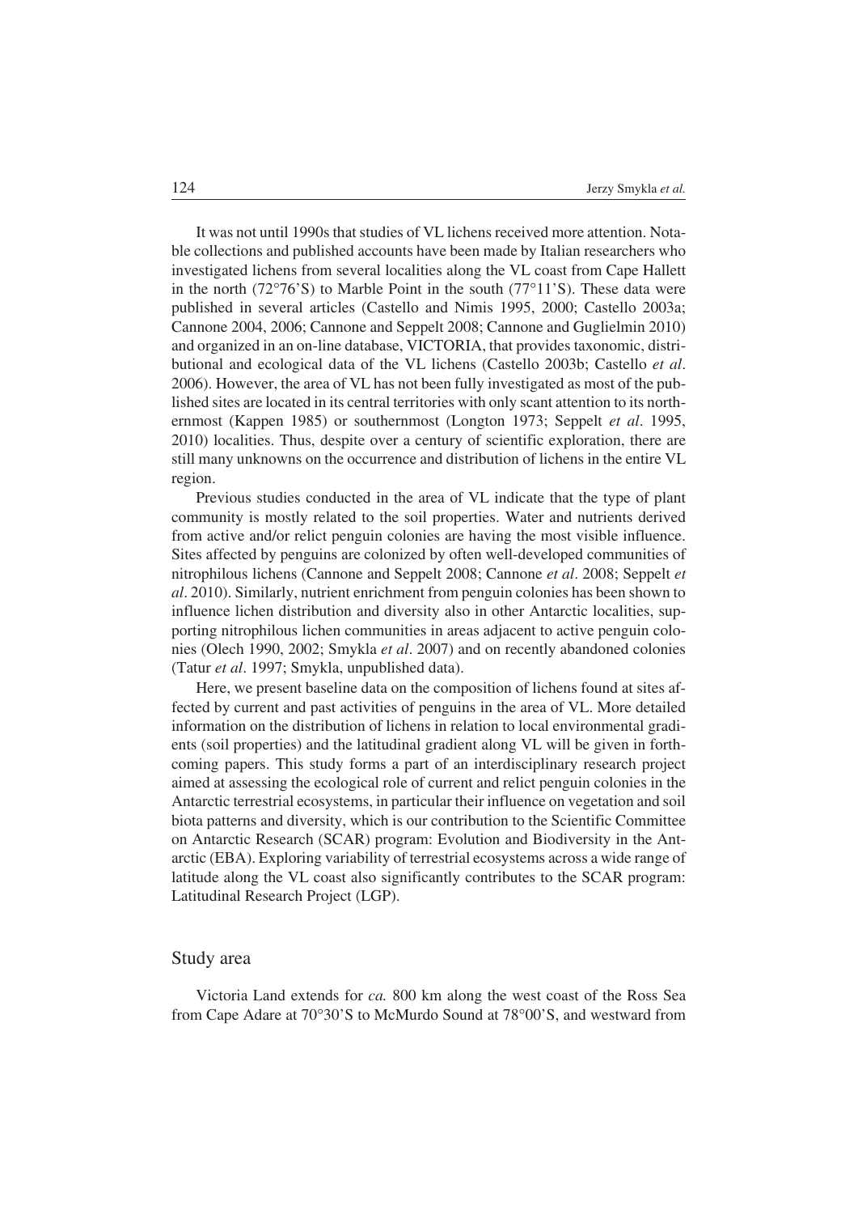It was not until 1990s that studies of VL lichens received more attention. Notable collections and published accounts have been made by Italian researchers who investigated lichens from several localities along the VL coast from Cape Hallett in the north (72°76'S) to Marble Point in the south (77°11'S). These data were published in several articles (Castello and Nimis 1995, 2000; Castello 2003a; Cannone 2004, 2006; Cannone and Seppelt 2008; Cannone and Guglielmin 2010) and organized in an on-line database, VICTORIA, that provides taxonomic, distributional and ecological data of the VL lichens (Castello 2003b; Castello *et al*. 2006). However, the area of VL has not been fully investigated as most of the published sites are located in its central territories with only scant attention to its northernmost (Kappen 1985) or southernmost (Longton 1973; Seppelt *et al*. 1995, 2010) localities. Thus, despite over a century of scientific exploration, there are still many unknowns on the occurrence and distribution of lichens in the entire VL region.

Previous studies conducted in the area of VL indicate that the type of plant community is mostly related to the soil properties. Water and nutrients derived from active and/or relict penguin colonies are having the most visible influence. Sites affected by penguins are colonized by often well-developed communities of nitrophilous lichens (Cannone and Seppelt 2008; Cannone *et al*. 2008; Seppelt *et al*. 2010). Similarly, nutrient enrichment from penguin colonies has been shown to influence lichen distribution and diversity also in other Antarctic localities, supporting nitrophilous lichen communities in areas adjacent to active penguin colonies (Olech 1990, 2002; Smykla *et al*. 2007) and on recently abandoned colonies (Tatur *et al*. 1997; Smykla, unpublished data).

Here, we present baseline data on the composition of lichens found at sites affected by current and past activities of penguins in the area of VL. More detailed information on the distribution of lichens in relation to local environmental gradients (soil properties) and the latitudinal gradient along VL will be given in forthcoming papers. This study forms a part of an interdisciplinary research project aimed at assessing the ecological role of current and relict penguin colonies in the Antarctic terrestrial ecosystems, in particular their influence on vegetation and soil biota patterns and diversity, which is our contribution to the Scientific Committee on Antarctic Research (SCAR) program: Evolution and Biodiversity in the Antarctic (EBA). Exploring variability of terrestrial ecosystems across a wide range of latitude along the VL coast also significantly contributes to the SCAR program: Latitudinal Research Project (LGP).

## Study area

Victoria Land extends for *ca.* 800 km along the west coast of the Ross Sea from Cape Adare at 70°30'S to McMurdo Sound at 78°00'S, and westward from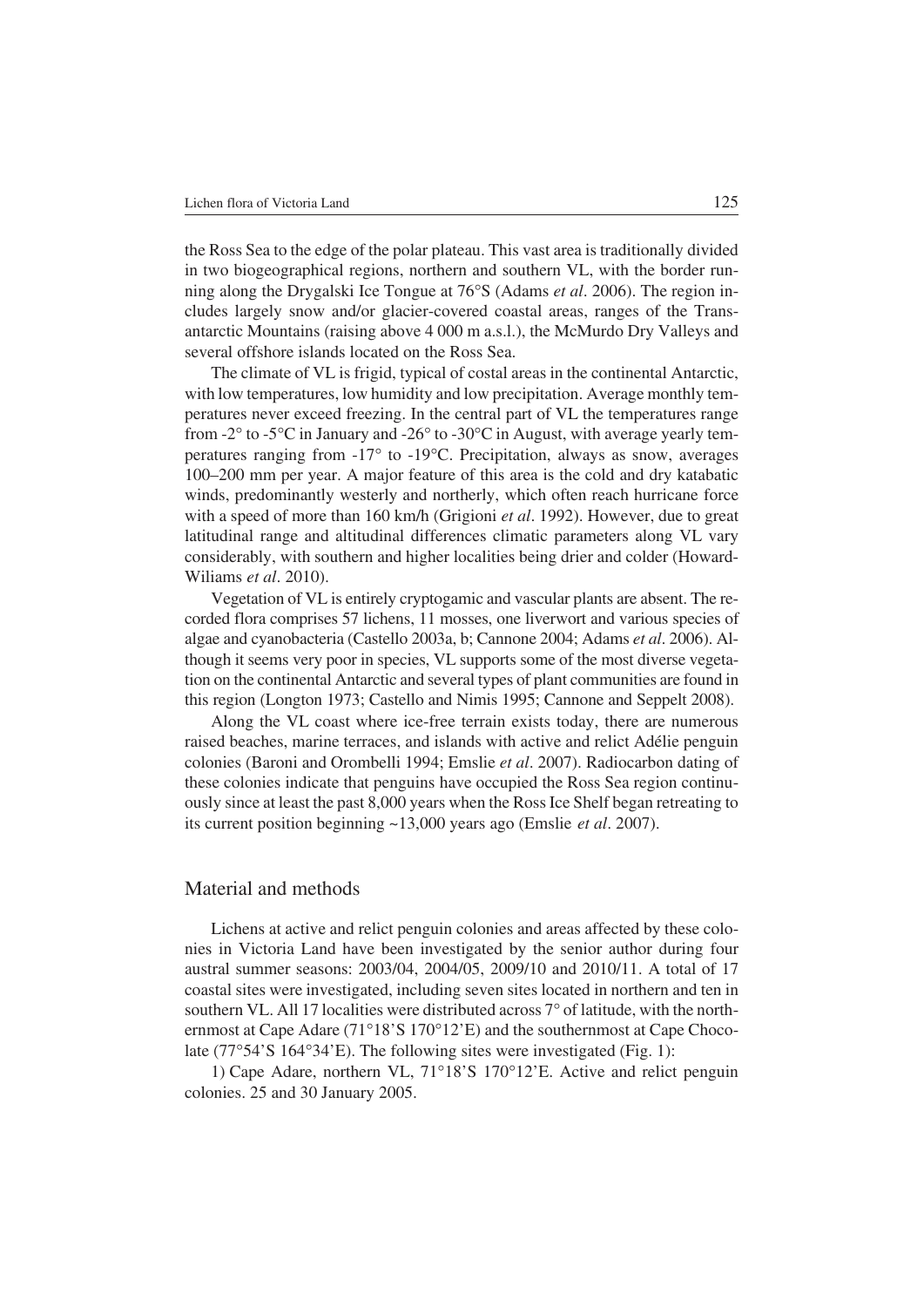the Ross Sea to the edge of the polar plateau. This vast area is traditionally divided in two biogeographical regions, northern and southern VL, with the border running along the Drygalski Ice Tongue at 76°S (Adams *et al*. 2006). The region includes largely snow and/or glacier-covered coastal areas, ranges of the Transantarctic Mountains (raising above 4 000 m a.s.l.), the McMurdo Dry Valleys and several offshore islands located on the Ross Sea.

The climate of VL is frigid, typical of costal areas in the continental Antarctic, with low temperatures, low humidity and low precipitation. Average monthly temperatures never exceed freezing. In the central part of VL the temperatures range from -2° to -5°C in January and -26° to -30°C in August, with average yearly temperatures ranging from -17° to -19°C. Precipitation, always as snow, averages 100–200 mm per year. A major feature of this area is the cold and dry katabatic winds, predominantly westerly and northerly, which often reach hurricane force with a speed of more than 160 km/h (Grigioni *et al*. 1992). However, due to great latitudinal range and altitudinal differences climatic parameters along VL vary considerably, with southern and higher localities being drier and colder (Howard-Wiliams *et al*. 2010).

Vegetation of VL is entirely cryptogamic and vascular plants are absent. The recorded flora comprises 57 lichens, 11 mosses, one liverwort and various species of algae and cyanobacteria (Castello 2003a, b; Cannone 2004; Adams *et al*. 2006). Although it seems very poor in species, VL supports some of the most diverse vegetation on the continental Antarctic and several types of plant communities are found in this region (Longton 1973; Castello and Nimis 1995; Cannone and Seppelt 2008).

Along the VL coast where ice-free terrain exists today, there are numerous raised beaches, marine terraces, and islands with active and relict Adélie penguin colonies (Baroni and Orombelli 1994; Emslie *et al*. 2007). Radiocarbon dating of these colonies indicate that penguins have occupied the Ross Sea region continuously since at least the past 8,000 years when the Ross Ice Shelf began retreating to its current position beginning ~13,000 years ago (Emslie *et al*. 2007).

## Material and methods

Lichens at active and relict penguin colonies and areas affected by these colonies in Victoria Land have been investigated by the senior author during four austral summer seasons: 2003/04, 2004/05, 2009/10 and 2010/11. A total of 17 coastal sites were investigated, including seven sites located in northern and ten in southern VL. All 17 localities were distributed across 7° of latitude, with the northernmost at Cape Adare (71°18'S 170°12'E) and the southernmost at Cape Chocolate (77°54'S 164°34'E). The following sites were investigated (Fig. 1):

1) Cape Adare, northern VL, 71°18'S 170°12'E. Active and relict penguin colonies. 25 and 30 January 2005.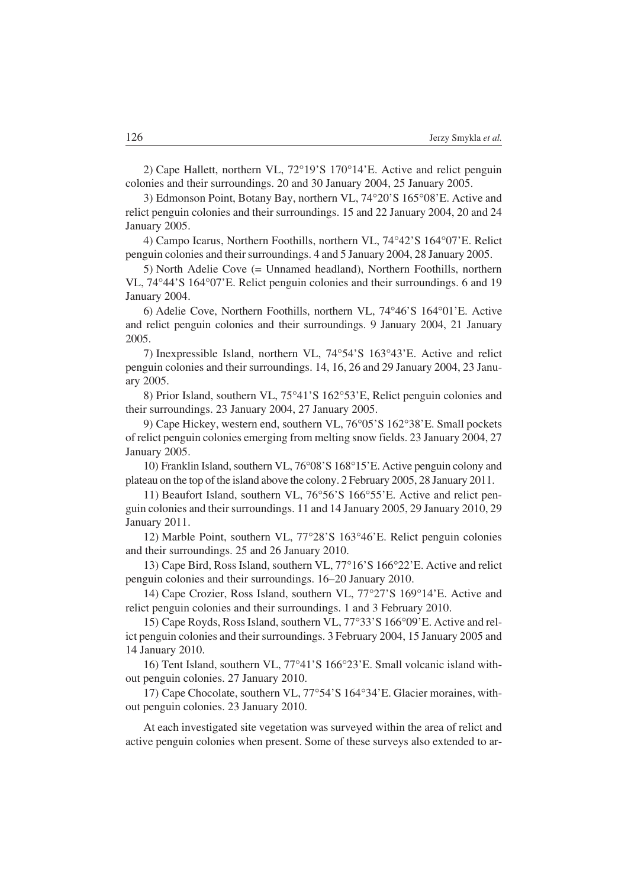2) Cape Hallett, northern VL, 72°19'S 170°14'E. Active and relict penguin colonies and their surroundings. 20 and 30 January 2004, 25 January 2005.

3) Edmonson Point, Botany Bay, northern VL, 74°20'S 165°08'E. Active and relict penguin colonies and their surroundings. 15 and 22 January 2004, 20 and 24 January 2005.

4) Campo Icarus, Northern Foothills, northern VL, 74°42'S 164°07'E. Relict penguin colonies and their surroundings. 4 and 5 January 2004, 28 January 2005.

5) North Adelie Cove (= Unnamed headland), Northern Foothills, northern VL, 74°44'S 164°07'E. Relict penguin colonies and their surroundings. 6 and 19 January 2004.

6) Adelie Cove, Northern Foothills, northern VL, 74°46'S 164°01'E. Active and relict penguin colonies and their surroundings. 9 January 2004, 21 January 2005.

7) Inexpressible Island, northern VL, 74°54'S 163°43'E. Active and relict penguin colonies and their surroundings. 14, 16, 26 and 29 January 2004, 23 January 2005.

8) Prior Island, southern VL, 75°41'S 162°53'E, Relict penguin colonies and their surroundings. 23 January 2004, 27 January 2005.

9) Cape Hickey, western end, southern VL, 76°05'S 162°38'E. Small pockets of relict penguin colonies emerging from melting snow fields. 23 January 2004, 27 January 2005.

10) Franklin Island, southern VL, 76°08'S 168°15'E. Active penguin colony and plateau on the top of the island above the colony. 2 February 2005, 28 January 2011.

11) Beaufort Island, southern VL, 76°56'S 166°55'E. Active and relict penguin colonies and their surroundings. 11 and 14 January 2005, 29 January 2010, 29 January 2011.

12) Marble Point, southern VL, 77°28'S 163°46'E. Relict penguin colonies and their surroundings. 25 and 26 January 2010.

13) Cape Bird, Ross Island, southern VL, 77°16'S 166°22'E. Active and relict penguin colonies and their surroundings. 16–20 January 2010.

14) Cape Crozier, Ross Island, southern VL, 77°27'S 169°14'E. Active and relict penguin colonies and their surroundings. 1 and 3 February 2010.

15) Cape Royds, Ross Island, southern VL, 77°33'S 166°09'E. Active and relict penguin colonies and their surroundings. 3 February 2004, 15 January 2005 and 14 January 2010.

16) Tent Island, southern VL, 77°41'S 166°23'E. Small volcanic island without penguin colonies. 27 January 2010.

17) Cape Chocolate, southern VL, 77°54'S 164°34'E. Glacier moraines, without penguin colonies. 23 January 2010.

At each investigated site vegetation was surveyed within the area of relict and active penguin colonies when present. Some of these surveys also extended to ar-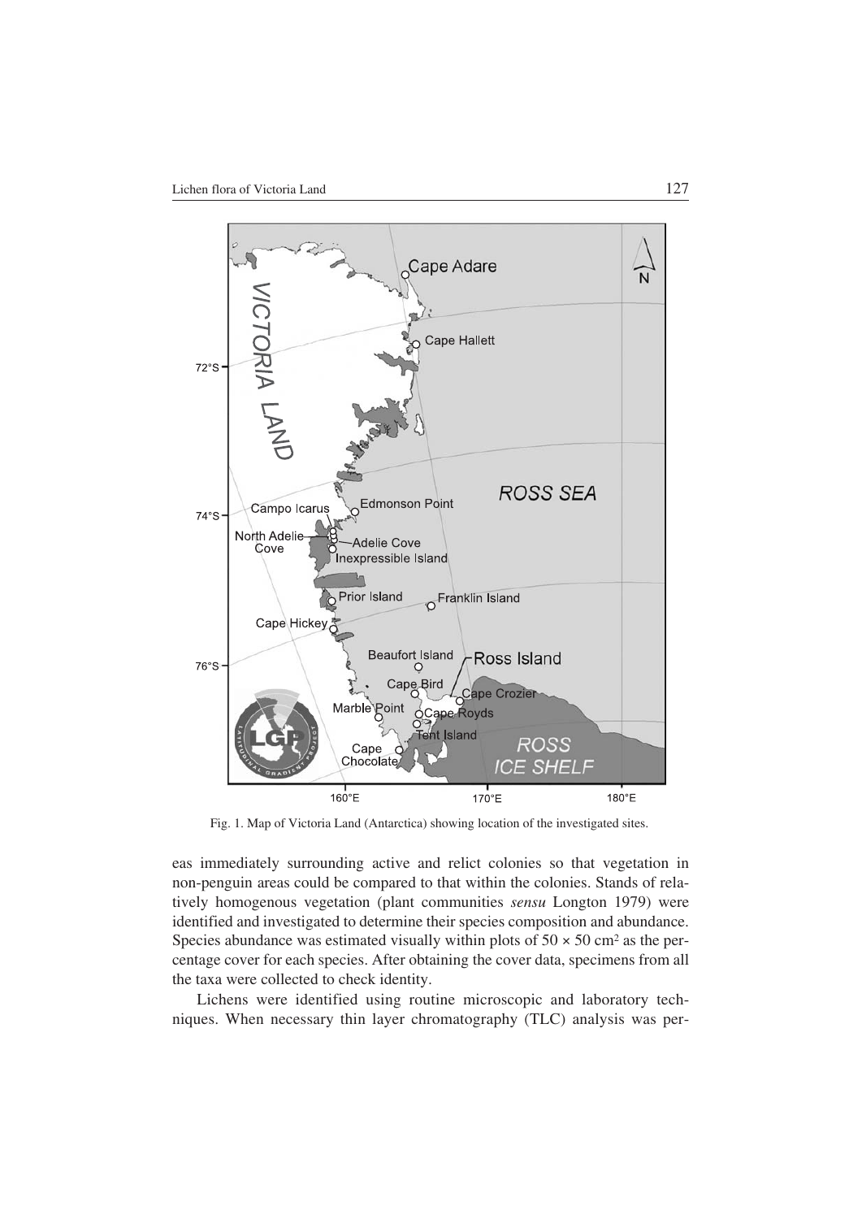Fig. 1. Map of Victoria Land (Antarctica) showing location of the investigated sites.

eas immediately surrounding active and relict colonies so that vegetation in non-penguin areas could be compared to that within the colonies. Stands of relatively homogenous vegetation (plant communities *sensu* Longton 1979) were identified and investigated to determine their species composition and abundance. Species abundance was estimated visually within plots of $50 \times 50$ cm$^2$ as the percentage cover for each species. After obtaining the cover data, specimens from all the taxa were collected to check identity.

Lichens were identified using routine microscopic and laboratory techniques. When necessary thin layer chromatography (TLC) analysis was per-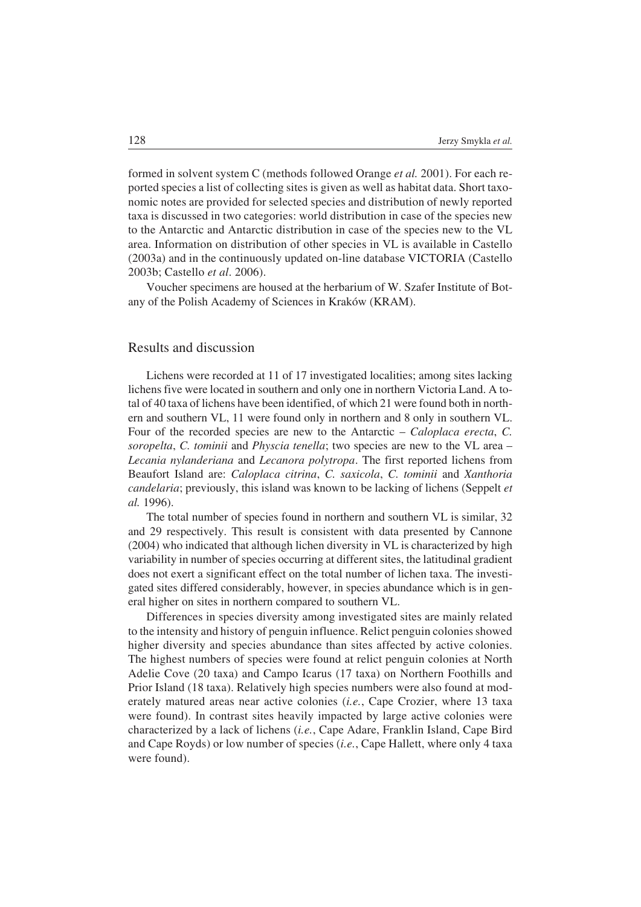formed in solvent system C (methods followed Orange *et al.* 2001). For each reported species a list of collecting sites is given as well as habitat data. Short taxonomic notes are provided for selected species and distribution of newly reported taxa is discussed in two categories: world distribution in case of the species new to the Antarctic and Antarctic distribution in case of the species new to the VL area. Information on distribution of other species in VL is available in Castello (2003a) and in the continuously updated on-line database VICTORIA (Castello 2003b; Castello *et al*. 2006).

Voucher specimens are housed at the herbarium of W. Szafer Institute of Botany of the Polish Academy of Sciences in Kraków (KRAM).

## Results and discussion

Lichens were recorded at 11 of 17 investigated localities; among sites lacking lichens five were located in southern and only one in northern Victoria Land. A total of 40 taxa of lichens have been identified, of which 21 were found both in northern and southern VL, 11 were found only in northern and 8 only in southern VL. Four of the recorded species are new to the Antarctic – *Caloplaca erecta*, *C. soropelta*, *C. tominii* and *Physcia tenella*; two species are new to the VL area – *Lecania nylanderiana* and *Lecanora polytropa*. The first reported lichens from Beaufort Island are: *Caloplaca citrina*, *C. saxicola*, *C. tominii* and *Xanthoria candelaria*; previously, this island was known to be lacking of lichens (Seppelt *et al.* 1996).

The total number of species found in northern and southern VL is similar, 32 and 29 respectively. This result is consistent with data presented by Cannone (2004) who indicated that although lichen diversity in VL is characterized by high variability in number of species occurring at different sites, the latitudinal gradient does not exert a significant effect on the total number of lichen taxa. The investigated sites differed considerably, however, in species abundance which is in general higher on sites in northern compared to southern VL.

Differences in species diversity among investigated sites are mainly related to the intensity and history of penguin influence. Relict penguin colonies showed higher diversity and species abundance than sites affected by active colonies. The highest numbers of species were found at relict penguin colonies at North Adelie Cove (20 taxa) and Campo Icarus (17 taxa) on Northern Foothills and Prior Island (18 taxa). Relatively high species numbers were also found at moderately matured areas near active colonies (*i.e.*, Cape Crozier, where 13 taxa were found). In contrast sites heavily impacted by large active colonies were characterized by a lack of lichens (*i.e.*, Cape Adare, Franklin Island, Cape Bird and Cape Royds) or low number of species (*i.e.*, Cape Hallett, where only 4 taxa were found).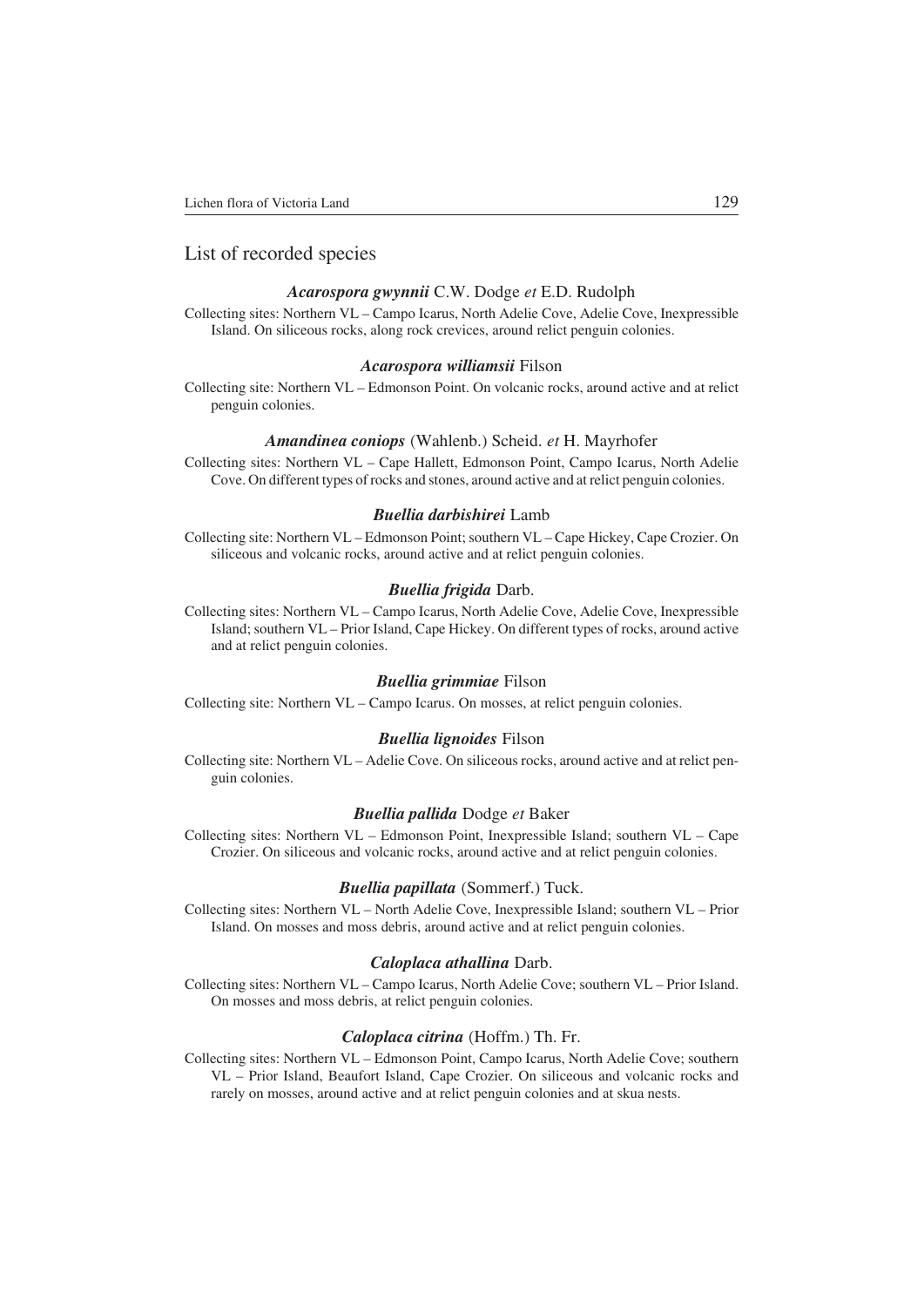## List of recorded species

### ***Acarospora gwynnii*** C.W. Dodge *et* E.D. Rudolph

Collecting sites: Northern VL – Campo Icarus, North Adelie Cove, Adelie Cove, Inexpressible Island. On siliceous rocks, along rock crevices, around relict penguin colonies.

### ***Acarospora williamsii*** Filson

Collecting site: Northern VL – Edmonson Point. On volcanic rocks, around active and at relict penguin colonies.

### ***Amandinea coniops*** (Wahlenb.) Scheid. *et* H. Mayrhofer

Collecting sites: Northern VL – Cape Hallett, Edmonson Point, Campo Icarus, North Adelie Cove. On different types of rocks and stones, around active and at relict penguin colonies.

### ***Buellia darbishirei*** Lamb

Collecting site: Northern VL – Edmonson Point; southern VL – Cape Hickey, Cape Crozier. On siliceous and volcanic rocks, around active and at relict penguin colonies.

### ***Buellia frigida*** Darb.

Collecting sites: Northern VL – Campo Icarus, North Adelie Cove, Adelie Cove, Inexpressible Island; southern VL – Prior Island, Cape Hickey. On different types of rocks, around active and at relict penguin colonies.

### ***Buellia grimmiae*** Filson

Collecting site: Northern VL – Campo Icarus. On mosses, at relict penguin colonies.

### ***Buellia lignoides*** Filson

Collecting site: Northern VL – Adelie Cove. On siliceous rocks, around active and at relict penguin colonies.

### ***Buellia pallida*** Dodge *et* Baker

Collecting sites: Northern VL – Edmonson Point, Inexpressible Island; southern VL – Cape Crozier. On siliceous and volcanic rocks, around active and at relict penguin colonies.

### ***Buellia papillata*** (Sommerf.) Tuck.

Collecting sites: Northern VL – North Adelie Cove, Inexpressible Island; southern VL – Prior Island. On mosses and moss debris, around active and at relict penguin colonies.

### ***Caloplaca athallina*** Darb.

Collecting sites: Northern VL – Campo Icarus, North Adelie Cove; southern VL – Prior Island. On mosses and moss debris, at relict penguin colonies.

### ***Caloplaca citrina*** (Hoffm.) Th. Fr.

Collecting sites: Northern VL – Edmonson Point, Campo Icarus, North Adelie Cove; southern VL – Prior Island, Beaufort Island, Cape Crozier. On siliceous and volcanic rocks and rarely on mosses, around active and at relict penguin colonies and at skua nests.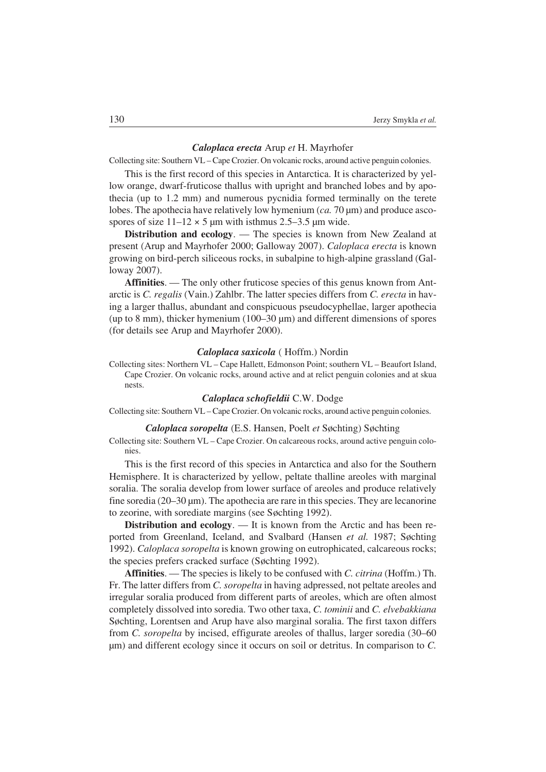### *Caloplaca erecta* Arup *et* H. Mayrhofer

Collecting site: Southern VL – Cape Crozier. On volcanic rocks, around active penguin colonies.

This is the first record of this species in Antarctica. It is characterized by yellow orange, dwarf-fruticose thallus with upright and branched lobes and by apothecia (up to 1.2 mm) and numerous pycnidia formed terminally on the terete lobes. The apothecia have relatively low hymenium (*ca.* 70 µm) and produce ascospores of size 11–12 × 5 µm with isthmus 2.5–3.5 µm wide.

**Distribution and ecology**. — The species is known from New Zealand at present (Arup and Mayrhofer 2000; Galloway 2007). *Caloplaca erecta* is known growing on bird-perch siliceous rocks, in subalpine to high-alpine grassland (Galloway 2007).

**Affinities**. — The only other fruticose species of this genus known from Antarctic is *C. regalis* (Vain.) Zahlbr. The latter species differs from *C. erecta* in having a larger thallus, abundant and conspicuous pseudocyphellae, larger apothecia (up to 8 mm), thicker hymenium (100–30 µm) and different dimensions of spores (for details see Arup and Mayrhofer 2000).

### *Caloplaca saxicola* ( Hoffm.) Nordin

Collecting sites: Northern VL – Cape Hallett, Edmonson Point; southern VL – Beaufort Island, Cape Crozier. On volcanic rocks, around active and at relict penguin colonies and at skua nests.

### *Caloplaca schofieldii* C.W. Dodge

Collecting site: Southern VL – Cape Crozier. On volcanic rocks, around active penguin colonies.

### *Caloplaca soropelta* (E.S. Hansen, Poelt *et* Søchting) Søchting

Collecting site: Southern VL – Cape Crozier. On calcareous rocks, around active penguin colonies.

This is the first record of this species in Antarctica and also for the Southern Hemisphere. It is characterized by yellow, peltate thalline areoles with marginal soralia. The soralia develop from lower surface of areoles and produce relatively fine soredia (20–30 µm). The apothecia are rare in this species. They are lecanorine to zeorine, with sorediate margins (see Søchting 1992).

**Distribution and ecology**. — It is known from the Arctic and has been reported from Greenland, Iceland, and Svalbard (Hansen *et al.* 1987; Søchting 1992). *Caloplaca soropelta* is known growing on eutrophicated, calcareous rocks; the species prefers cracked surface (Søchting 1992).

**Affinities**. — The species is likely to be confused with *C. citrina* (Hoffm.) Th. Fr. The latter differs from *C. soropelta* in having adpressed, not peltate areoles and irregular soralia produced from different parts of areoles, which are often almost completely dissolved into soredia. Two other taxa, *C. tominii* and *C. elvebakkiana* Søchting, Lorentsen and Arup have also marginal soralia. The first taxon differs from *C. soropelta* by incised, effigurate areoles of thallus, larger soredia (30–60 µm) and different ecology since it occurs on soil or detritus. In comparison to *C.*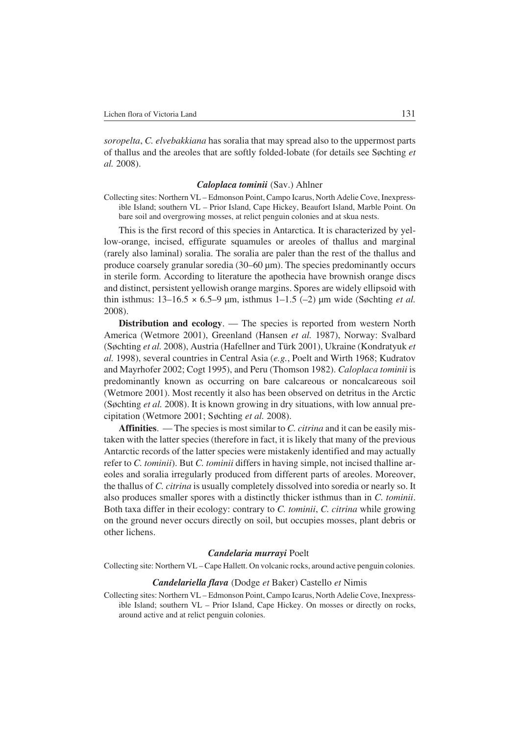*soropelta*, *C. elvebakkiana* has soralia that may spread also to the uppermost parts of thallus and the areoles that are softly folded-lobate (for details see Søchting *et al.* 2008).

### *Caloplaca tominii* (Sav.) Ahlner

Collecting sites: Northern VL – Edmonson Point, Campo Icarus, North Adelie Cove, Inexpressible Island; southern VL – Prior Island, Cape Hickey, Beaufort Island, Marble Point. On bare soil and overgrowing mosses, at relict penguin colonies and at skua nests.

This is the first record of this species in Antarctica. It is characterized by yellow-orange, incised, effigurate squamules or areoles of thallus and marginal (rarely also laminal) soralia. The soralia are paler than the rest of the thallus and produce coarsely granular soredia (30–60 μm). The species predominantly occurs in sterile form. According to literature the apothecia have brownish orange discs and distinct, persistent yellowish orange margins. Spores are widely ellipsoid with thin isthmus: 13–16.5 × 6.5–9 μm, isthmus 1–1.5 (–2) μm wide (Søchting *et al.* 2008).

**Distribution and ecology**. — The species is reported from western North America (Wetmore 2001), Greenland (Hansen *et al.* 1987), Norway: Svalbard (Søchting *et al.* 2008), Austria (Hafellner and Türk 2001), Ukraine (Kondratyuk *et al.* 1998), several countries in Central Asia (*e.g.*, Poelt and Wirth 1968; Kudratov and Mayrhofer 2002; Cogt 1995), and Peru (Thomson 1982). *Caloplaca tominii* is predominantly known as occurring on bare calcareous or noncalcareous soil (Wetmore 2001). Most recently it also has been observed on detritus in the Arctic (Søchting *et al.* 2008). It is known growing in dry situations, with low annual precipitation (Wetmore 2001; Søchting *et al.* 2008).

**Affinities**. — The species is most similar to *C. citrina* and it can be easily mistaken with the latter species (therefore in fact, it is likely that many of the previous Antarctic records of the latter species were mistakenly identified and may actually refer to *C. tominii*). But *C. tominii* differs in having simple, not incised thalline areoles and soralia irregularly produced from different parts of areoles. Moreover, the thallus of *C. citrina* is usually completely dissolved into soredia or nearly so. It also produces smaller spores with a distinctly thicker isthmus than in *C. tominii*. Both taxa differ in their ecology: contrary to *C. tominii*, *C. citrina* while growing on the ground never occurs directly on soil, but occupies mosses, plant debris or other lichens.

### *Candelaria murrayi* Poelt

Collecting site: Northern VL – Cape Hallett. On volcanic rocks, around active penguin colonies.

### *Candelariella flava* (Dodge *et* Baker) Castello *et* Nimis

Collecting sites: Northern VL – Edmonson Point, Campo Icarus, North Adelie Cove, Inexpressible Island; southern VL – Prior Island, Cape Hickey. On mosses or directly on rocks, around active and at relict penguin colonies.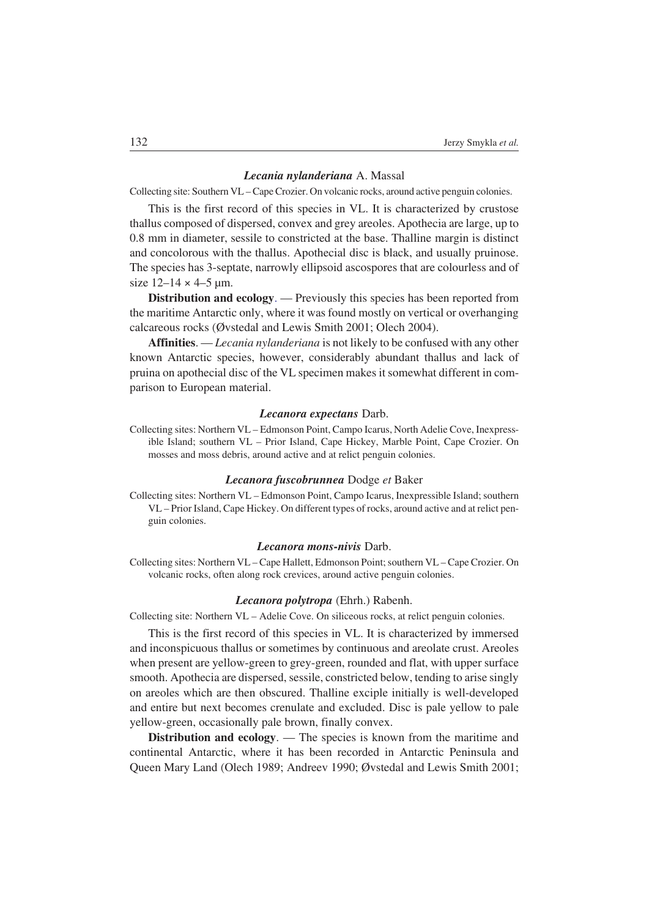### *Lecania nylanderiana* A. Massal

Collecting site: Southern VL – Cape Crozier. On volcanic rocks, around active penguin colonies.

This is the first record of this species in VL. It is characterized by crustose thallus composed of dispersed, convex and grey areoles. Apothecia are large, up to 0.8 mm in diameter, sessile to constricted at the base. Thalline margin is distinct and concolorous with the thallus. Apothecial disc is black, and usually pruinose. The species has 3-septate, narrowly ellipsoid ascospores that are colourless and of size 12–14 × 4–5 µm.

**Distribution and ecology**. — Previously this species has been reported from the maritime Antarctic only, where it was found mostly on vertical or overhanging calcareous rocks (Øvstedal and Lewis Smith 2001; Olech 2004).

**Affinities**. — *Lecania nylanderiana* is not likely to be confused with any other known Antarctic species, however, considerably abundant thallus and lack of pruina on apothecial disc of the VL specimen makes it somewhat different in comparison to European material.

### *Lecanora expectans* Darb.

Collecting sites: Northern VL – Edmonson Point, Campo Icarus, North Adelie Cove, Inexpressible Island; southern VL – Prior Island, Cape Hickey, Marble Point, Cape Crozier. On mosses and moss debris, around active and at relict penguin colonies.

### *Lecanora fuscobrunnea* Dodge *et* Baker

Collecting sites: Northern VL – Edmonson Point, Campo Icarus, Inexpressible Island; southern VL – Prior Island, Cape Hickey. On different types of rocks, around active and at relict penguin colonies.

### *Lecanora mons-nivis* Darb.

Collecting sites: Northern VL – Cape Hallett, Edmonson Point; southern VL – Cape Crozier. On volcanic rocks, often along rock crevices, around active penguin colonies.

### *Lecanora polytropa* (Ehrh.) Rabenh.

Collecting site: Northern VL – Adelie Cove. On siliceous rocks, at relict penguin colonies.

This is the first record of this species in VL. It is characterized by immersed and inconspicuous thallus or sometimes by continuous and areolate crust. Areoles when present are yellow-green to grey-green, rounded and flat, with upper surface smooth. Apothecia are dispersed, sessile, constricted below, tending to arise singly on areoles which are then obscured. Thalline exciple initially is well-developed and entire but next becomes crenulate and excluded. Disc is pale yellow to pale yellow-green, occasionally pale brown, finally convex.

**Distribution and ecology**. — The species is known from the maritime and continental Antarctic, where it has been recorded in Antarctic Peninsula and Queen Mary Land (Olech 1989; Andreev 1990; Øvstedal and Lewis Smith 2001;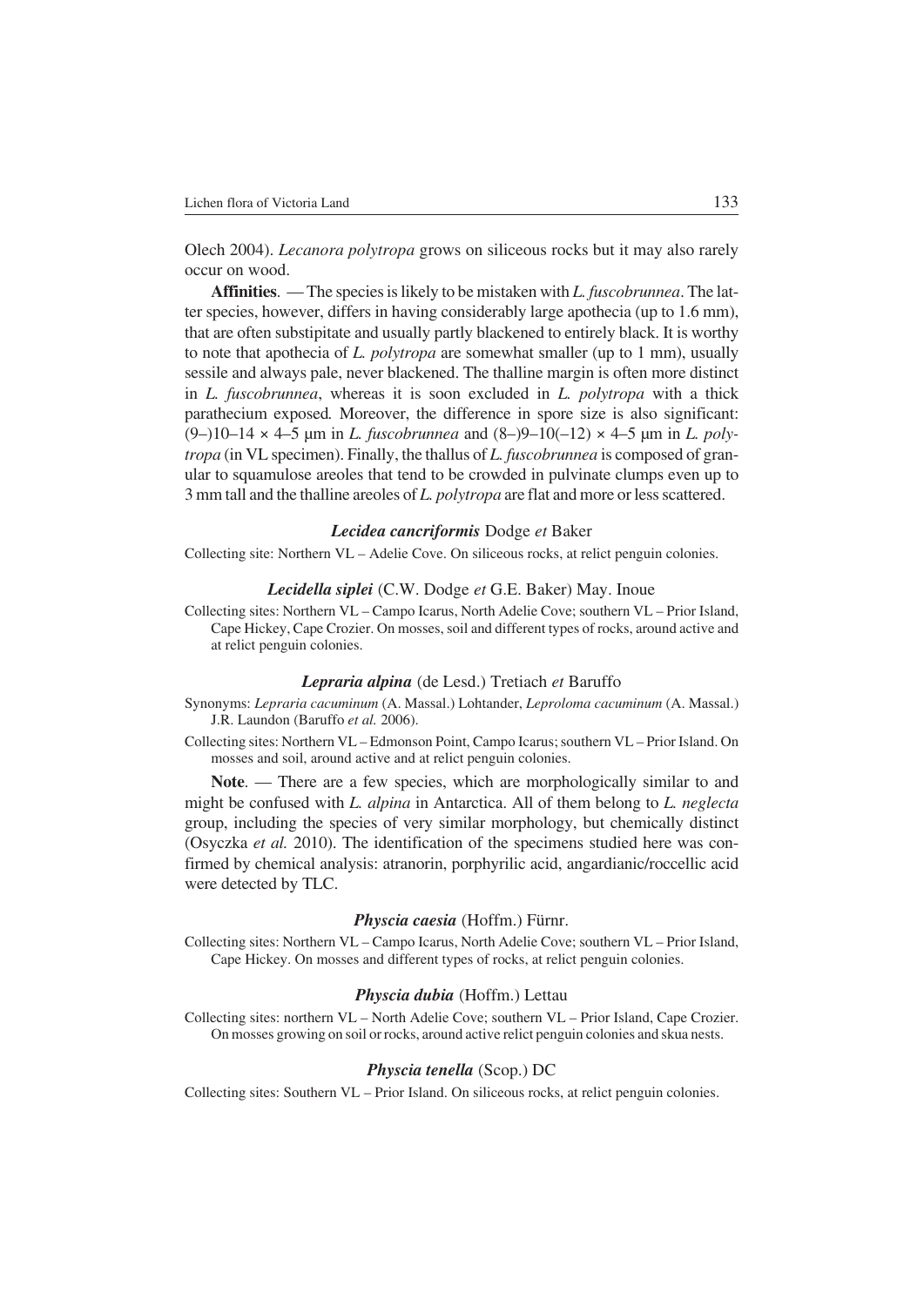Olech 2004). *Lecanora polytropa* grows on siliceous rocks but it may also rarely occur on wood.

**Affinities**. — The species is likely to be mistaken with *L. fuscobrunnea*. The latter species, however, differs in having considerably large apothecia (up to 1.6 mm), that are often substipitate and usually partly blackened to entirely black. It is worthy to note that apothecia of *L. polytropa* are somewhat smaller (up to 1 mm), usually sessile and always pale, never blackened. The thalline margin is often more distinct in *L. fuscobrunnea*, whereas it is soon excluded in *L. polytropa* with a thick parathecium exposed. Moreover, the difference in spore size is also significant: (9–)10–14 × 4–5 µm in *L. fuscobrunnea* and (8–)9–10(–12) × 4–5 µm in *L. polytropa* (in VL specimen). Finally, the thallus of *L. fuscobrunnea* is composed of granular to squamulose areoles that tend to be crowded in pulvinate clumps even up to 3 mm tall and the thalline areoles of *L. polytropa* are flat and more or less scattered.

### ***Lecidea cancriformis*** Dodge *et* Baker

Collecting site: Northern VL – Adelie Cove. On siliceous rocks, at relict penguin colonies.

### ***Lecidella siplei*** (C.W. Dodge *et* G.E. Baker) May. Inoue

Collecting sites: Northern VL – Campo Icarus, North Adelie Cove; southern VL – Prior Island, Cape Hickey, Cape Crozier. On mosses, soil and different types of rocks, around active and at relict penguin colonies.

### ***Lepraria alpina*** (de Lesd.) Tretiach *et* Baruffo

Synonyms: *Lepraria cacuminum* (A. Massal.) Lohtander, *Leproloma cacuminum* (A. Massal.) J.R. Laundon (Baruffo *et al.* 2006).

Collecting sites: Northern VL – Edmonson Point, Campo Icarus; southern VL – Prior Island. On mosses and soil, around active and at relict penguin colonies.

**Note**. — There are a few species, which are morphologically similar to and might be confused with *L. alpina* in Antarctica. All of them belong to *L. neglecta* group, including the species of very similar morphology, but chemically distinct (Osyczka *et al.* 2010). The identification of the specimens studied here was confirmed by chemical analysis: atranorin, porphyrilic acid, angardianic/roccellic acid were detected by TLC.

### ***Physcia caesia*** (Hoffm.) Fürnr.

Collecting sites: Northern VL – Campo Icarus, North Adelie Cove; southern VL – Prior Island, Cape Hickey. On mosses and different types of rocks, at relict penguin colonies.

### ***Physcia dubia*** (Hoffm.) Lettau

Collecting sites: northern VL – North Adelie Cove; southern VL – Prior Island, Cape Crozier. On mosses growing on soil or rocks, around active relict penguin colonies and skua nests.

### ***Physcia tenella*** (Scop.) DC

Collecting sites: Southern VL – Prior Island. On siliceous rocks, at relict penguin colonies.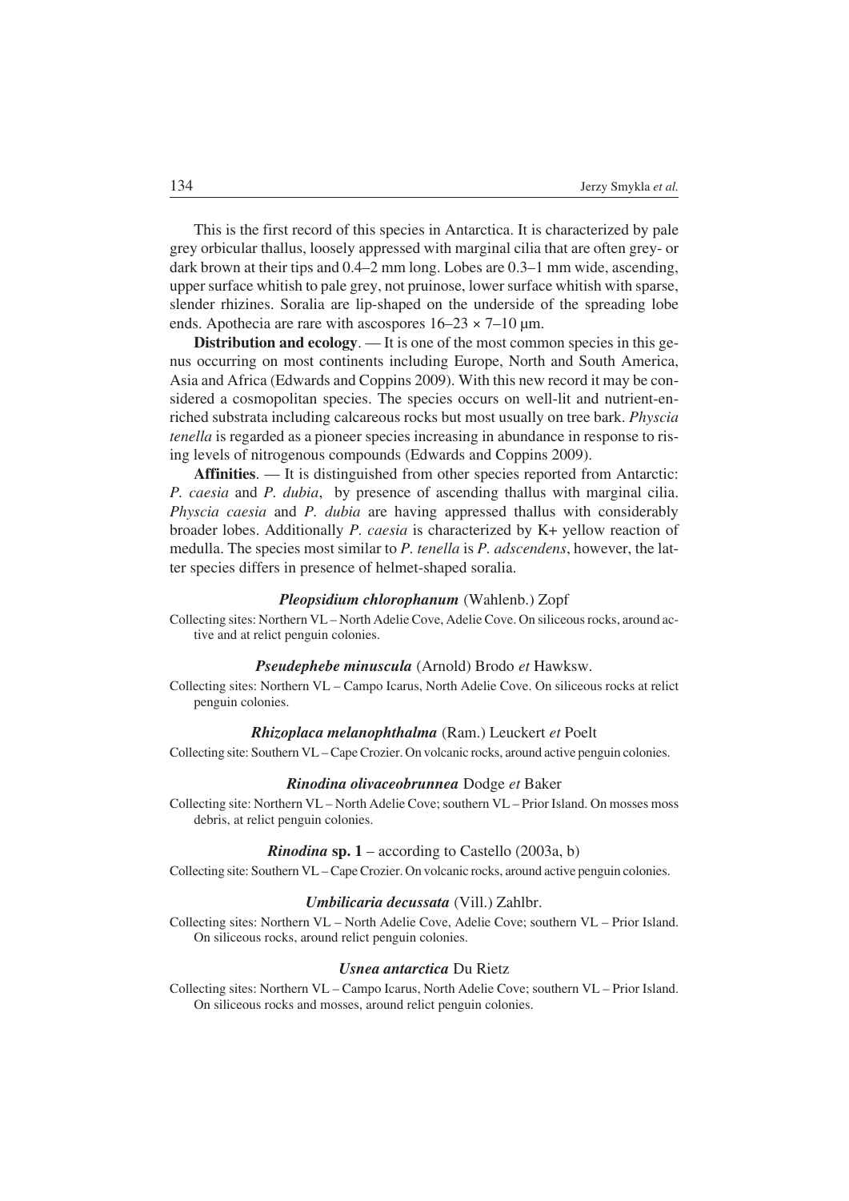This is the first record of this species in Antarctica. It is characterized by pale grey orbicular thallus, loosely appressed with marginal cilia that are often grey- or dark brown at their tips and 0.4–2 mm long. Lobes are 0.3–1 mm wide, ascending, upper surface whitish to pale grey, not pruinose, lower surface whitish with sparse, slender rhizines. Soralia are lip-shaped on the underside of the spreading lobe ends. Apothecia are rare with ascospores 16–23 × 7–10 μm.

**Distribution and ecology**. — It is one of the most common species in this genus occurring on most continents including Europe, North and South America, Asia and Africa (Edwards and Coppins 2009). With this new record it may be considered a cosmopolitan species. The species occurs on well-lit and nutrient-enriched substrata including calcareous rocks but most usually on tree bark. *Physcia tenella* is regarded as a pioneer species increasing in abundance in response to rising levels of nitrogenous compounds (Edwards and Coppins 2009).

**Affinities**. — It is distinguished from other species reported from Antarctic: *P. caesia* and *P. dubia*, by presence of ascending thallus with marginal cilia. *Physcia caesia* and *P. dubia* are having appressed thallus with considerably broader lobes. Additionally *P. caesia* is characterized by K+ yellow reaction of medulla. The species most similar to *P. tenella* is *P. adscendens*, however, the latter species differs in presence of helmet-shaped soralia.

### ***Pleopsidium chlorophanum*** (Wahlenb.) Zopf

Collecting sites: Northern VL – North Adelie Cove, Adelie Cove. On siliceous rocks, around active and at relict penguin colonies.

### ***Pseudephebe minuscula*** (Arnold) Brodo *et* Hawksw.

Collecting sites: Northern VL – Campo Icarus, North Adelie Cove. On siliceous rocks at relict penguin colonies.

### ***Rhizoplaca melanophthalma*** (Ram.) Leuckert *et* Poelt

Collecting site: Southern VL – Cape Crozier. On volcanic rocks, around active penguin colonies.

### ***Rinodina olivaceobrunnea*** Dodge *et* Baker

Collecting site: Northern VL – North Adelie Cove; southern VL – Prior Island. On mosses moss debris, at relict penguin colonies.

### ***Rinodina* sp. 1** – according to Castello (2003a, b)

Collecting site: Southern VL – Cape Crozier. On volcanic rocks, around active penguin colonies.

### ***Umbilicaria decussata*** (Vill.) Zahlbr.

Collecting sites: Northern VL – North Adelie Cove, Adelie Cove; southern VL – Prior Island. On siliceous rocks, around relict penguin colonies.

### ***Usnea antarctica*** Du Rietz

Collecting sites: Northern VL – Campo Icarus, North Adelie Cove; southern VL – Prior Island. On siliceous rocks and mosses, around relict penguin colonies.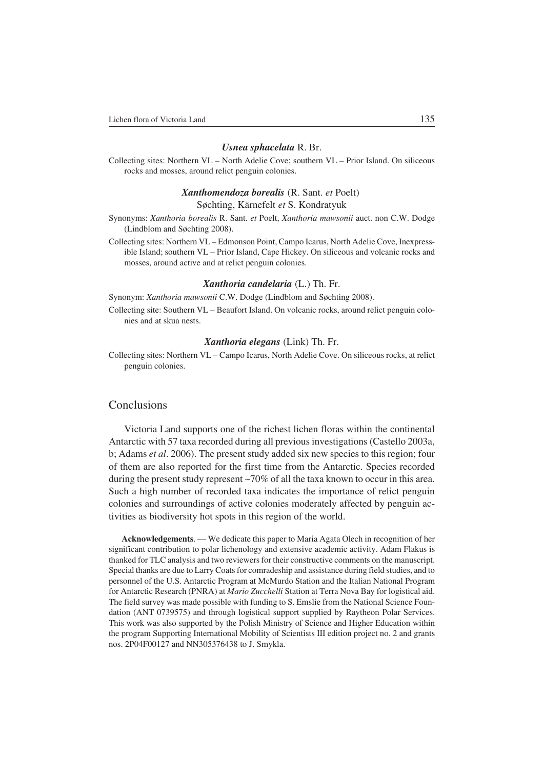### ***Usnea sphacelata*** R. Br.

Collecting sites: Northern VL – North Adelie Cove; southern VL – Prior Island. On siliceous rocks and mosses, around relict penguin colonies.

### ***Xanthomendoza borealis*** (R. Sant. *et* Poelt) Søchting, Kärnefelt *et* S. Kondratyuk

Synonyms: *Xanthoria borealis* R. Sant. *et* Poelt, *Xanthoria mawsonii* auct. non C.W. Dodge (Lindblom and Søchting 2008).

Collecting sites: Northern VL – Edmonson Point, Campo Icarus, North Adelie Cove, Inexpressible Island; southern VL – Prior Island, Cape Hickey. On siliceous and volcanic rocks and mosses, around active and at relict penguin colonies.

### ***Xanthoria candelaria*** (L.) Th. Fr.

Synonym: *Xanthoria mawsonii* C.W. Dodge (Lindblom and Søchting 2008).

Collecting site: Southern VL – Beaufort Island. On volcanic rocks, around relict penguin colonies and at skua nests.

### ***Xanthoria elegans*** (Link) Th. Fr.

Collecting sites: Northern VL – Campo Icarus, North Adelie Cove. On siliceous rocks, at relict penguin colonies.

## Conclusions

Victoria Land supports one of the richest lichen floras within the continental Antarctic with 57 taxa recorded during all previous investigations (Castello 2003a, b; Adams *et al*. 2006). The present study added six new species to this region; four of them are also reported for the first time from the Antarctic. Species recorded during the present study represent ~70% of all the taxa known to occur in this area. Such a high number of recorded taxa indicates the importance of relict penguin colonies and surroundings of active colonies moderately affected by penguin activities as biodiversity hot spots in this region of the world.

**Acknowledgements**. — We dedicate this paper to Maria Agata Olech in recognition of her significant contribution to polar lichenology and extensive academic activity. Adam Flakus is thanked for TLC analysis and two reviewers for their constructive comments on the manuscript. Special thanks are due to Larry Coats for comradeship and assistance during field studies, and to personnel of the U.S. Antarctic Program at McMurdo Station and the Italian National Program for Antarctic Research (PNRA) at *Mario Zucchelli* Station at Terra Nova Bay for logistical aid. The field survey was made possible with funding to S. Emslie from the National Science Foundation (ANT 0739575) and through logistical support supplied by Raytheon Polar Services. This work was also supported by the Polish Ministry of Science and Higher Education within the program Supporting International Mobility of Scientists III edition project no. 2 and grants nos. 2P04F00127 and NN305376438 to J. Smykla.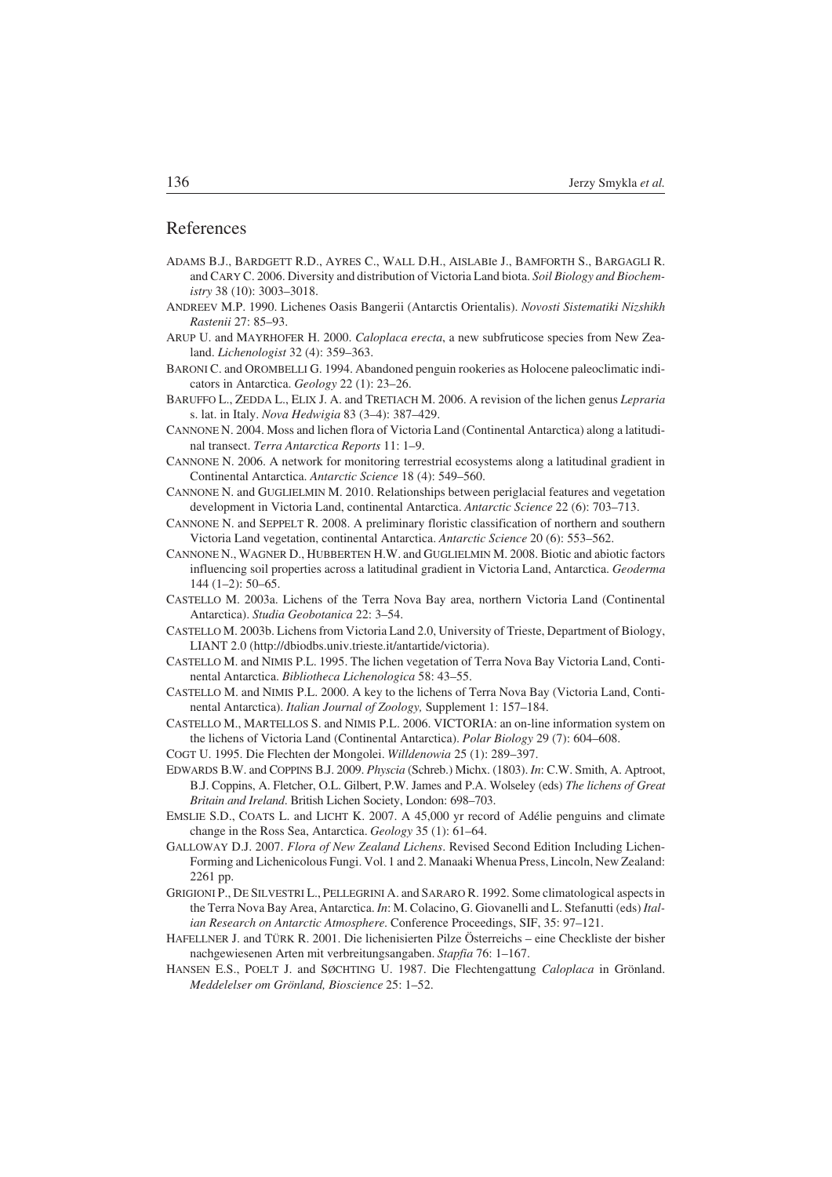## References

ADAMS B.J., BARDGETT R.D., AYRES C., WALL D.H., AISLABIe J., BAMFORTH S., BARGAGLI R. and CARY C. 2006. Diversity and distribution of Victoria Land biota. *Soil Biology and Biochemistry* 38 (10): 3003–3018.

ANDREEV M.P. 1990. Lichenes Oasis Bangerii (Antarctis Orientalis). *Novosti Sistematiki Nizshikh Rastenii* 27: 85–93.

ARUP U. and MAYRHOFER H. 2000. *Caloplaca erecta*, a new subfruticose species from New Zealand. *Lichenologist* 32 (4): 359–363.

BARONI C. and OROMBELLI G. 1994. Abandoned penguin rookeries as Holocene paleoclimatic indicators in Antarctica. *Geology* 22 (1): 23–26.

BARUFFO L., ZEDDA L., ELIX J. A. and TRETIACH M. 2006. A revision of the lichen genus *Lepraria* s. lat. in Italy. *Nova Hedwigia* 83 (3–4): 387–429.

CANNONE N. 2004. Moss and lichen flora of Victoria Land (Continental Antarctica) along a latitudinal transect. *Terra Antarctica Reports* 11: 1–9.

CANNONE N. 2006. A network for monitoring terrestrial ecosystems along a latitudinal gradient in Continental Antarctica. *Antarctic Science* 18 (4): 549–560.

CANNONE N. and GUGLIELMIN M. 2010. Relationships between periglacial features and vegetation development in Victoria Land, continental Antarctica. *Antarctic Science* 22 (6): 703–713.

CANNONE N. and SEPPELT R. 2008. A preliminary floristic classification of northern and southern Victoria Land vegetation, continental Antarctica. *Antarctic Science* 20 (6): 553–562.

CANNONE N., WAGNER D., HUBBERTEN H.W. and GUGLIELMIN M. 2008. Biotic and abiotic factors influencing soil properties across a latitudinal gradient in Victoria Land, Antarctica. *Geoderma* 144 (1–2): 50–65.

CASTELLO M. 2003a. Lichens of the Terra Nova Bay area, northern Victoria Land (Continental Antarctica). *Studia Geobotanica* 22: 3–54.

CASTELLO M. 2003b. Lichens from Victoria Land 2.0, University of Trieste, Department of Biology, LIANT 2.0 (http://dbiodbs.univ.trieste.it/antartide/victoria).

CASTELLO M. and NIMIS P.L. 1995. The lichen vegetation of Terra Nova Bay Victoria Land, Continental Antarctica. *Bibliotheca Lichenologica* 58: 43–55.

CASTELLO M. and NIMIS P.L. 2000. A key to the lichens of Terra Nova Bay (Victoria Land, Continental Antarctica). *Italian Journal of Zoology,* Supplement 1: 157–184.

CASTELLO M., MARTELLOS S. and NIMIS P.L. 2006. VICTORIA: an on-line information system on the lichens of Victoria Land (Continental Antarctica). *Polar Biology* 29 (7): 604–608.

COGT U. 1995. Die Flechten der Mongolei. *Willdenowia* 25 (1): 289–397.

EDWARDS B.W. and COPPINS B.J. 2009. *Physcia* (Schreb.) Michx. (1803). *In*: C.W. Smith, A. Aptroot, B.J. Coppins, A. Fletcher, O.L. Gilbert, P.W. James and P.A. Wolseley (eds) *The lichens of Great Britain and Ireland*. British Lichen Society, London: 698–703.

EMSLIE S.D., COATS L. and LICHT K. 2007. A 45,000 yr record of Adélie penguins and climate change in the Ross Sea, Antarctica. *Geology* 35 (1): 61–64.

GALLOWAY D.J. 2007. *Flora of New Zealand Lichens*. Revised Second Edition Including Lichen-Forming and Lichenicolous Fungi. Vol. 1 and 2. Manaaki Whenua Press, Lincoln, New Zealand: 2261 pp.

GRIGIONI P., DE SILVESTRI L., PELLEGRINI A. and SARARO R. 1992. Some climatological aspects in the Terra Nova Bay Area, Antarctica. *In*: M. Colacino, G. Giovanelli and L. Stefanutti (eds) *Italian Research on Antarctic Atmosphere*. Conference Proceedings, SIF, 35: 97–121.

HAFELLNER J. and TÜRK R. 2001. Die lichenisierten Pilze Österreichs – eine Checkliste der bisher nachgewiesenen Arten mit verbreitungsangaben. *Stapfia* 76: 1–167.

HANSEN E.S., POELT J. and SØCHTING U. 1987. Die Flechtengattung *Caloplaca* in Grönland. *Meddelelser om Grönland, Bioscience* 25: 1–52.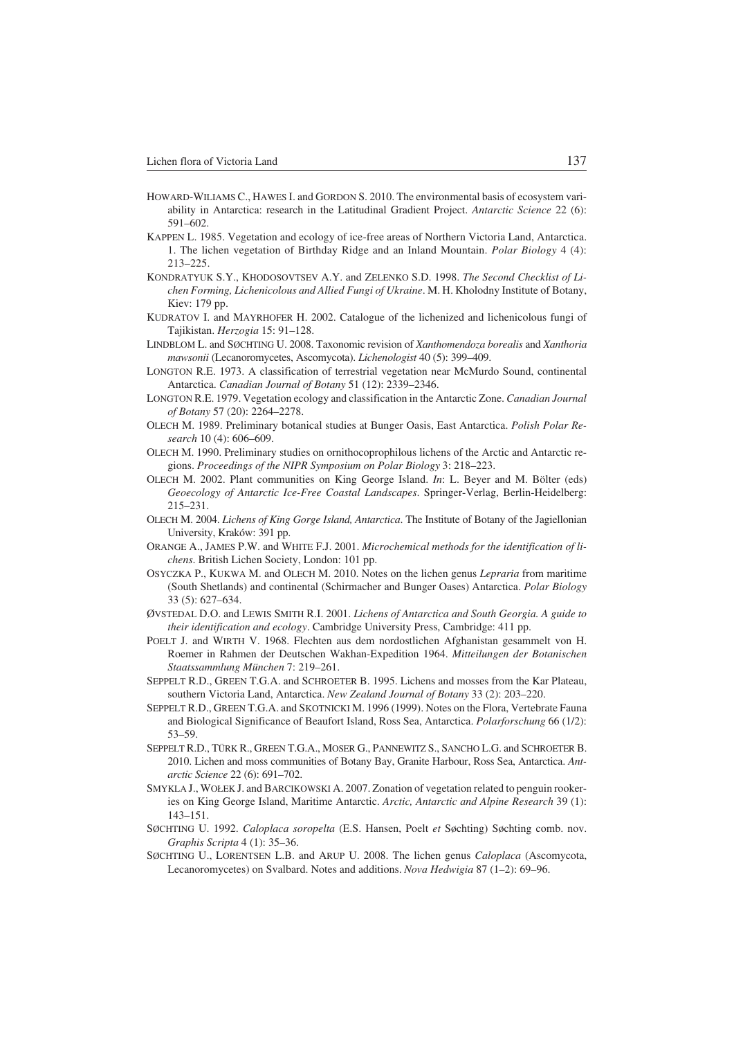HOWARD-WILIAMS C., HAWES I. and GORDON S. 2010. The environmental basis of ecosystem variability in Antarctica: research in the Latitudinal Gradient Project. *Antarctic Science* 22 (6): 591–602.

KAPPEN L. 1985. Vegetation and ecology of ice-free areas of Northern Victoria Land, Antarctica. 1. The lichen vegetation of Birthday Ridge and an Inland Mountain. *Polar Biology* 4 (4): 213–225.

KONDRATYUK S.Y., KHODOSOVTSEV A.Y. and ZELENKO S.D. 1998. *The Second Checklist of Lichen Forming, Lichenicolous and Allied Fungi of Ukraine*. M. H. Kholodny Institute of Botany, Kiev: 179 pp.

KUDRATOV I. and MAYRHOFER H. 2002. Catalogue of the lichenized and lichenicolous fungi of Tajikistan. *Herzogia* 15: 91–128.

LINDBLOM L. and SØCHTING U. 2008. Taxonomic revision of *Xanthomendoza borealis* and *Xanthoria mawsonii* (Lecanoromycetes, Ascomycota). *Lichenologist* 40 (5): 399–409.

LONGTON R.E. 1973. A classification of terrestrial vegetation near McMurdo Sound, continental Antarctica. *Canadian Journal of Botany* 51 (12): 2339–2346.

LONGTON R.E. 1979. Vegetation ecology and classification in the Antarctic Zone. *Canadian Journal of Botany* 57 (20): 2264–2278.

OLECH M. 1989. Preliminary botanical studies at Bunger Oasis, East Antarctica. *Polish Polar Research* 10 (4): 606–609.

OLECH M. 1990. Preliminary studies on ornithocoprophilous lichens of the Arctic and Antarctic regions. *Proceedings of the NIPR Symposium on Polar Biology* 3: 218–223.

OLECH M. 2002. Plant communities on King George Island. *In*: L. Beyer and M. Bölter (eds) *Geoecology of Antarctic Ice-Free Coastal Landscapes*. Springer-Verlag, Berlin-Heidelberg: 215–231.

OLECH M. 2004. *Lichens of King Gorge Island, Antarctica*. The Institute of Botany of the Jagiellonian University, Kraków: 391 pp.

ORANGE A., JAMES P.W. and WHITE F.J. 2001. *Microchemical methods for the identification of lichens*. British Lichen Society, London: 101 pp.

OSYCZKA P., KUKWA M. and OLECH M. 2010. Notes on the lichen genus *Lepraria* from maritime (South Shetlands) and continental (Schirmacher and Bunger Oases) Antarctica. *Polar Biology* 33 (5): 627–634.

ØVSTEDAL D.O. and LEWIS SMITH R.I. 2001. *Lichens of Antarctica and South Georgia. A guide to their identification and ecology*. Cambridge University Press, Cambridge: 411 pp.

POELT J. and WIRTH V. 1968. Flechten aus dem nordostlichen Afghanistan gesammelt von H. Roemer in Rahmen der Deutschen Wakhan-Expedition 1964. *Mitteilungen der Botanischen Staatssammlung München* 7: 219–261.

SEPPELT R.D., GREEN T.G.A. and SCHROETER B. 1995. Lichens and mosses from the Kar Plateau, southern Victoria Land, Antarctica. *New Zealand Journal of Botany* 33 (2): 203–220.

SEPPELT R.D., GREEN T.G.A. and SKOTNICKI M. 1996 (1999). Notes on the Flora, Vertebrate Fauna and Biological Significance of Beaufort Island, Ross Sea, Antarctica. *Polarforschung* 66 (1/2): 53–59.

SEPPELT R.D., TÜRK R., GREEN T.G.A., MOSER G., PANNEWITZ S., SANCHO L.G. and SCHROETER B. 2010. Lichen and moss communities of Botany Bay, Granite Harbour, Ross Sea, Antarctica. *Antarctic Science* 22 (6): 691–702.

SMYKLA J., WOŁEK J. and BARCIKOWSKI A. 2007. Zonation of vegetation related to penguin rookeries on King George Island, Maritime Antarctic. *Arctic, Antarctic and Alpine Research* 39 (1): 143–151.

SØCHTING U. 1992. *Caloplaca soropelta* (E.S. Hansen, Poelt *et* Søchting) Søchting comb. nov. *Graphis Scripta* 4 (1): 35–36.

SØCHTING U., LORENTSEN L.B. and ARUP U. 2008. The lichen genus *Caloplaca* (Ascomycota, Lecanoromycetes) on Svalbard. Notes and additions. *Nova Hedwigia* 87 (1–2): 69–96.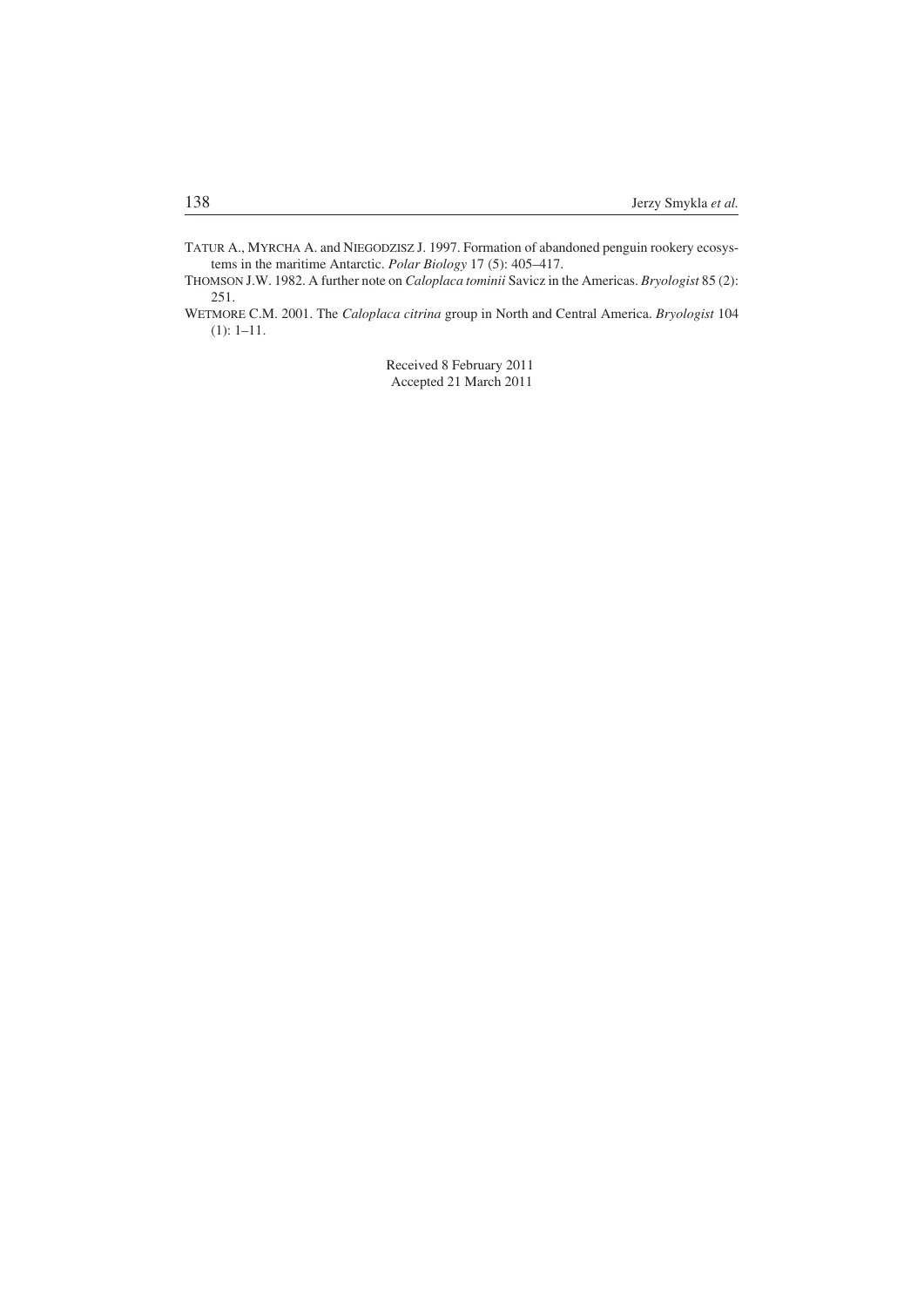TATUR A., MYRCHA A. and NIEGODZISZ J. 1997. Formation of abandoned penguin rookery ecosystems in the maritime Antarctic. *Polar Biology* 17 (5): 405–417.

THOMSON J.W. 1982. A further note on *Caloplaca tominii* Savicz in the Americas. *Bryologist* 85 (2): 251.

WETMORE C.M. 2001. The *Caloplaca citrina* group in North and Central America. *Bryologist* 104 (1): 1–11.

Received 8 February 2011
Accepted 21 March 2011